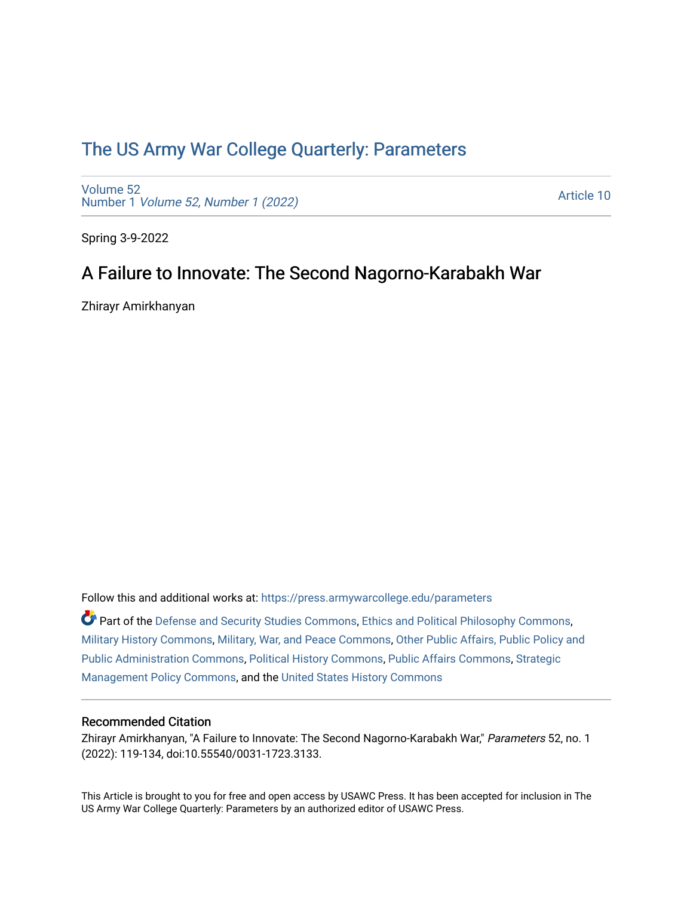# The US Army War College Quarterly: Parameters

Volume 52
Number 1 *Volume 52, Number 1 (2022)*

Article 10

Spring 3-9-2022

## A Failure to Innovate: The Second Nagorno-Karabakh War

Zhirayr Amirkhanyan

Follow this and additional works at: https://press.armywarcollege.edu/parameters

Part of the Defense and Security Studies Commons, Ethics and Political Philosophy Commons, Military History Commons, Military, War, and Peace Commons, Other Public Affairs, Public Policy and Public Administration Commons, Political History Commons, Public Affairs Commons, Strategic Management Policy Commons, and the United States History Commons

### Recommended Citation

Zhirayr Amirkhanyan, "A Failure to Innovate: The Second Nagorno-Karabakh War," *Parameters* 52, no. 1 (2022): 119-134, doi:10.55540/0031-1723.3133.

This Article is brought to you for free and open access by USAWC Press. It has been accepted for inclusion in The US Army War College Quarterly: Parameters by an authorized editor of USAWC Press.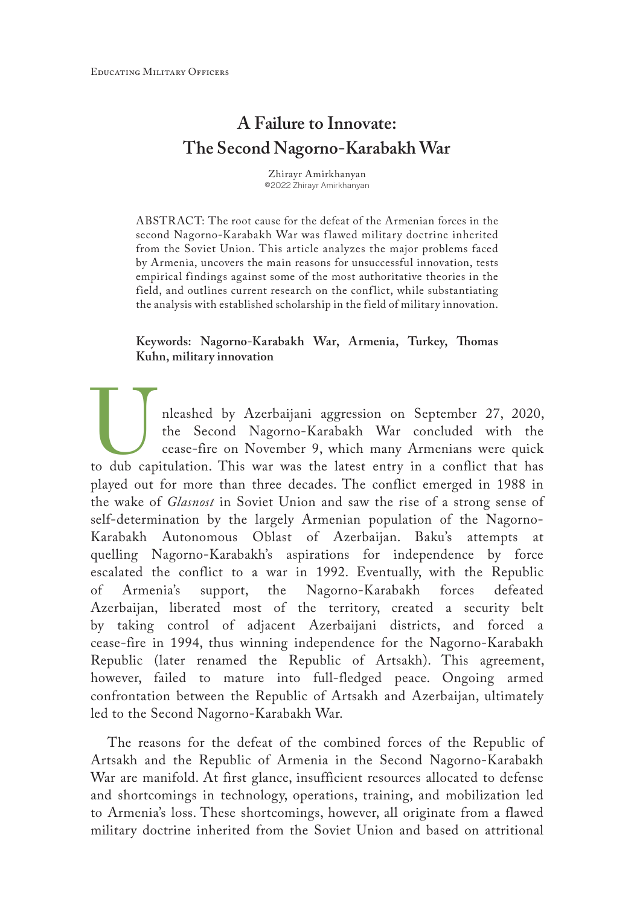# A Failure to Innovate: The Second Nagorno-Karabakh War

Zhirayr Amirkhanyan
©2022 Zhirayr Amirkhanyan

ABSTRACT: The root cause for the defeat of the Armenian forces in the second Nagorno-Karabakh War was flawed military doctrine inherited from the Soviet Union. This article analyzes the major problems faced by Armenia, uncovers the main reasons for unsuccessful innovation, tests empirical findings against some of the most authoritative theories in the field, and outlines current research on the conflict, while substantiating the analysis with established scholarship in the field of military innovation.

**Keywords: Nagorno-Karabakh War, Armenia, Turkey, Thomas Kuhn, military innovation**

Unleashed by Azerbaijani aggression on September 27, 2020, the Second Nagorno-Karabakh War concluded with the cease-fire on November 9, which many Armenians were quick to dub capitulation. This war was the latest entry in a conflict that has played out for more than three decades. The conflict emerged in 1988 in the wake of *Glasnost* in Soviet Union and saw the rise of a strong sense of self-determination by the largely Armenian population of the Nagorno-Karabakh Autonomous Oblast of Azerbaijan. Baku's attempts at quelling Nagorno-Karabakh's aspirations for independence by force escalated the conflict to a war in 1992. Eventually, with the Republic of Armenia's support, the Nagorno-Karabakh forces defeated Azerbaijan, liberated most of the territory, created a security belt by taking control of adjacent Azerbaijani districts, and forced a cease-fire in 1994, thus winning independence for the Nagorno-Karabakh Republic (later renamed the Republic of Artsakh). This agreement, however, failed to mature into full-fledged peace. Ongoing armed confrontation between the Republic of Artsakh and Azerbaijan, ultimately led to the Second Nagorno-Karabakh War.

The reasons for the defeat of the combined forces of the Republic of Artsakh and the Republic of Armenia in the Second Nagorno-Karabakh War are manifold. At first glance, insufficient resources allocated to defense and shortcomings in technology, operations, training, and mobilization led to Armenia's loss. These shortcomings, however, all originate from a flawed military doctrine inherited from the Soviet Union and based on attritional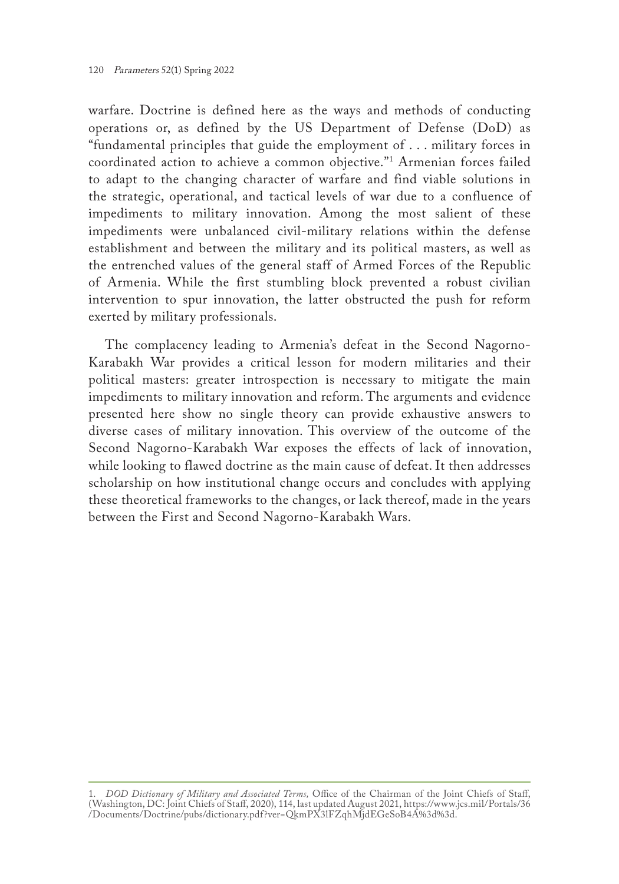warfare. Doctrine is defined here as the ways and methods of conducting operations or, as defined by the US Department of Defense (DoD) as "fundamental principles that guide the employment of . . . military forces in coordinated action to achieve a common objective."[1] Armenian forces failed to adapt to the changing character of warfare and find viable solutions in the strategic, operational, and tactical levels of war due to a confluence of impediments to military innovation. Among the most salient of these impediments were unbalanced civil-military relations within the defense establishment and between the military and its political masters, as well as the entrenched values of the general staff of Armed Forces of the Republic of Armenia. While the first stumbling block prevented a robust civilian intervention to spur innovation, the latter obstructed the push for reform exerted by military professionals.

The complacency leading to Armenia's defeat in the Second Nagorno-Karabakh War provides a critical lesson for modern militaries and their political masters: greater introspection is necessary to mitigate the main impediments to military innovation and reform. The arguments and evidence presented here show no single theory can provide exhaustive answers to diverse cases of military innovation. This overview of the outcome of the Second Nagorno-Karabakh War exposes the effects of lack of innovation, while looking to flawed doctrine as the main cause of defeat. It then addresses scholarship on how institutional change occurs and concludes with applying these theoretical frameworks to the changes, or lack thereof, made in the years between the First and Second Nagorno-Karabakh Wars.

---

1. *DOD Dictionary of Military and Associated Terms,* Office of the Chairman of the Joint Chiefs of Staff, (Washington, DC: Joint Chiefs of Staff, 2020), 114, last updated August 2021, https://www.jcs.mil/Portals/36/Documents/Doctrine/pubs/dictionary.pdf?ver=QkmPX3lFZqhMjdEGeSoB4A%3d%3d.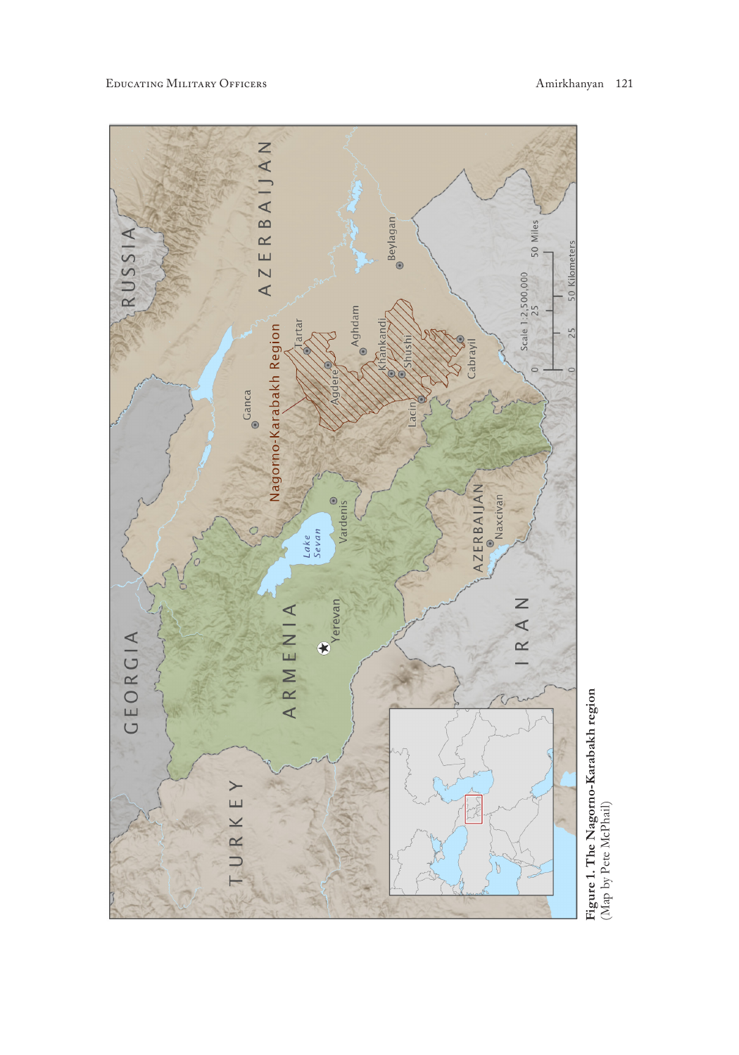**Figure 1. The Nagorno-Karabakh region**
(Map by Pete McPhail)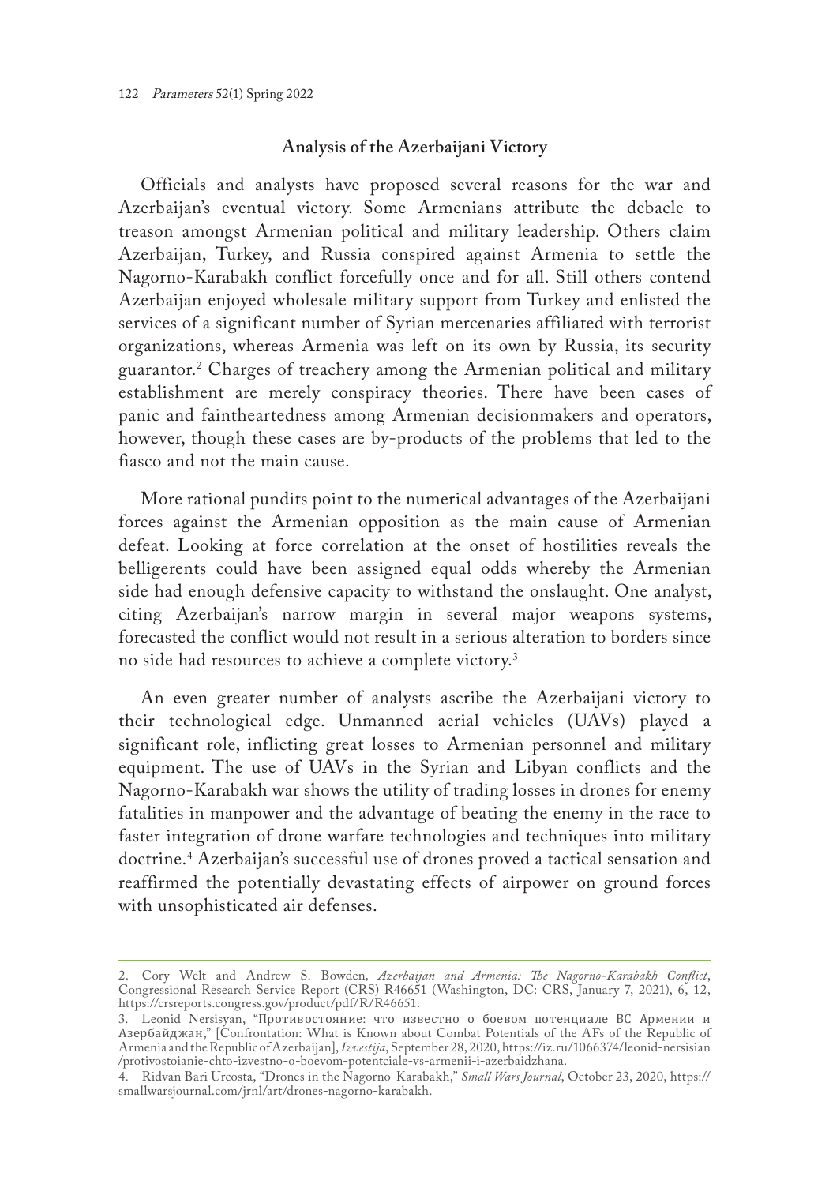## Analysis of the Azerbaijani Victory

Officials and analysts have proposed several reasons for the war and Azerbaijan's eventual victory. Some Armenians attribute the debacle to treason amongst Armenian political and military leadership. Others claim Azerbaijan, Turkey, and Russia conspired against Armenia to settle the Nagorno-Karabakh conflict forcefully once and for all. Still others contend Azerbaijan enjoyed wholesale military support from Turkey and enlisted the services of a significant number of Syrian mercenaries affiliated with terrorist organizations, whereas Armenia was left on its own by Russia, its security guarantor.[2] Charges of treachery among the Armenian political and military establishment are merely conspiracy theories. There have been cases of panic and faintheartedness among Armenian decisionmakers and operators, however, though these cases are by-products of the problems that led to the fiasco and not the main cause.

More rational pundits point to the numerical advantages of the Azerbaijani forces against the Armenian opposition as the main cause of Armenian defeat. Looking at force correlation at the onset of hostilities reveals the belligerents could have been assigned equal odds whereby the Armenian side had enough defensive capacity to withstand the onslaught. One analyst, citing Azerbaijan's narrow margin in several major weapons systems, forecasted the conflict would not result in a serious alteration to borders since no side had resources to achieve a complete victory.[3]

An even greater number of analysts ascribe the Azerbaijani victory to their technological edge. Unmanned aerial vehicles (UAVs) played a significant role, inflicting great losses to Armenian personnel and military equipment. The use of UAVs in the Syrian and Libyan conflicts and the Nagorno-Karabakh war shows the utility of trading losses in drones for enemy fatalities in manpower and the advantage of beating the enemy in the race to faster integration of drone warfare technologies and techniques into military doctrine.[4] Azerbaijan's successful use of drones proved a tactical sensation and reaffirmed the potentially devastating effects of airpower on ground forces with unsophisticated air defenses.

---

2. Cory Welt and Andrew S. Bowden, *Azerbaijan and Armenia: The Nagorno-Karabakh Conflict*, Congressional Research Service Report (CRS) R46651 (Washington, DC: CRS, January 7, 2021), 6, 12, https://crsreports.congress.gov/product/pdf/R/R46651.

3. Leonid Nersisyan, "Противостояние: что известно о боевом потенциале ВС Армении и Азербайджан," [Confrontation: What is Known about Combat Potentials of the AFs of the Republic of Armenia and the Republic of Azerbaijan], *Izvestija*, September 28, 2020, https://iz.ru/1066374/leonid-nersisian/protivostoianie-chto-izvestno-o-boevom-potentciale-vs-armenii-i-azerbaidzhana.

4. Ridvan Bari Urcosta, "Drones in the Nagorno-Karabakh," *Small Wars Journal*, October 23, 2020, https://smallwarsjournal.com/jrnl/art/drones-nagorno-karabakh.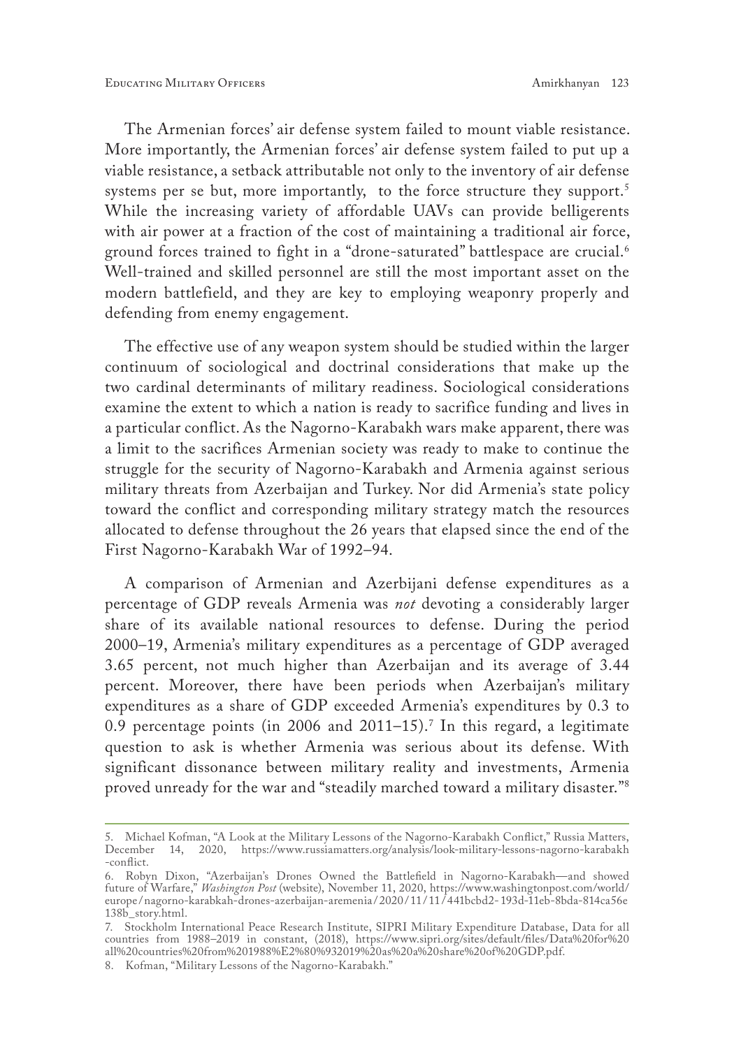The Armenian forces' air defense system failed to mount viable resistance. More importantly, the Armenian forces' air defense system failed to put up a viable resistance, a setback attributable not only to the inventory of air defense systems per se but, more importantly, to the force structure they support.[5] While the increasing variety of affordable UAVs can provide belligerents with air power at a fraction of the cost of maintaining a traditional air force, ground forces trained to fight in a "drone-saturated" battlespace are crucial.[6] Well-trained and skilled personnel are still the most important asset on the modern battlefield, and they are key to employing weaponry properly and defending from enemy engagement.

The effective use of any weapon system should be studied within the larger continuum of sociological and doctrinal considerations that make up the two cardinal determinants of military readiness. Sociological considerations examine the extent to which a nation is ready to sacrifice funding and lives in a particular conflict. As the Nagorno-Karabakh wars make apparent, there was a limit to the sacrifices Armenian society was ready to make to continue the struggle for the security of Nagorno-Karabakh and Armenia against serious military threats from Azerbaijan and Turkey. Nor did Armenia's state policy toward the conflict and corresponding military strategy match the resources allocated to defense throughout the 26 years that elapsed since the end of the First Nagorno-Karabakh War of 1992–94.

A comparison of Armenian and Azerbijani defense expenditures as a percentage of GDP reveals Armenia was *not* devoting a considerably larger share of its available national resources to defense. During the period 2000–19, Armenia's military expenditures as a percentage of GDP averaged 3.65 percent, not much higher than Azerbaijan and its average of 3.44 percent. Moreover, there have been periods when Azerbaijan's military expenditures as a share of GDP exceeded Armenia's expenditures by 0.3 to 0.9 percentage points (in 2006 and 2011–15).[7] In this regard, a legitimate question to ask is whether Armenia was serious about its defense. With significant dissonance between military reality and investments, Armenia proved unready for the war and "steadily marched toward a military disaster."[8]

---

5. Michael Kofman, "A Look at the Military Lessons of the Nagorno-Karabakh Conflict," Russia Matters, December 14, 2020, https://www.russiamatters.org/analysis/look-military-lessons-nagorno-karabakh-conflict.

6. Robyn Dixon, "Azerbaijan's Drones Owned the Battlefield in Nagorno-Karabakh—and showed future of Warfare," *Washington Post* (website), November 11, 2020, https://www.washingtonpost.com/world/europe/nagorno-karabkah-drones-azerbaijan-aremenia/2020/11/11/441bcbd2-193d-11eb-8bda-814ca56e138b_story.html.

7. Stockholm International Peace Research Institute, SIPRI Military Expenditure Database, Data for all countries from 1988–2019 in constant, (2018), https://www.sipri.org/sites/default/files/Data%20for%20all%20countries%20from%201988%E2%80%932019%20as%20a%20share%20of%20GDP.pdf.

8. Kofman, "Military Lessons of the Nagorno-Karabakh."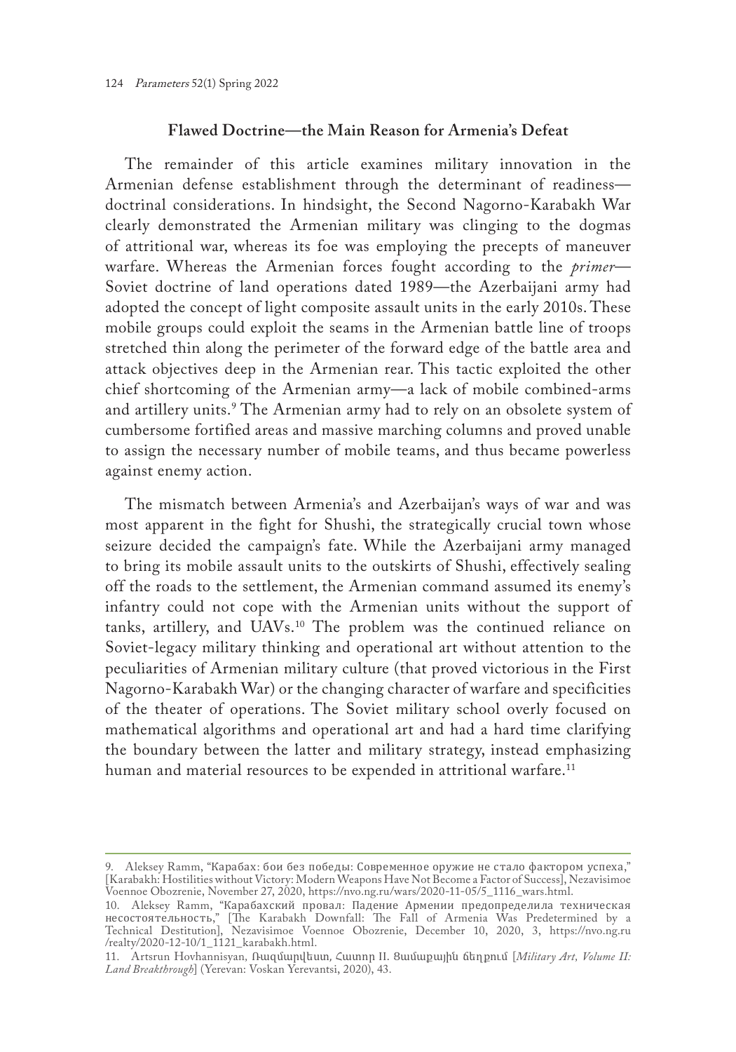## Flawed Doctrine—the Main Reason for Armenia's Defeat

The remainder of this article examines military innovation in the Armenian defense establishment through the determinant of readiness—doctrinal considerations. In hindsight, the Second Nagorno-Karabakh War clearly demonstrated the Armenian military was clinging to the dogmas of attritional war, whereas its foe was employing the precepts of maneuver warfare. Whereas the Armenian forces fought according to the *primer*—Soviet doctrine of land operations dated 1989—the Azerbaijani army had adopted the concept of light composite assault units in the early 2010s. These mobile groups could exploit the seams in the Armenian battle line of troops stretched thin along the perimeter of the forward edge of the battle area and attack objectives deep in the Armenian rear. This tactic exploited the other chief shortcoming of the Armenian army—a lack of mobile combined-arms and artillery units.[9] The Armenian army had to rely on an obsolete system of cumbersome fortified areas and massive marching columns and proved unable to assign the necessary number of mobile teams, and thus became powerless against enemy action.

The mismatch between Armenia's and Azerbaijan's ways of war and was most apparent in the fight for Shushi, the strategically crucial town whose seizure decided the campaign's fate. While the Azerbaijani army managed to bring its mobile assault units to the outskirts of Shushi, effectively sealing off the roads to the settlement, the Armenian command assumed its enemy's infantry could not cope with the Armenian units without the support of tanks, artillery, and UAVs.[10] The problem was the continued reliance on Soviet-legacy military thinking and operational art without attention to the peculiarities of Armenian military culture (that proved victorious in the First Nagorno-Karabakh War) or the changing character of warfare and specificities of the theater of operations. The Soviet military school overly focused on mathematical algorithms and operational art and had a hard time clarifying the boundary between the latter and military strategy, instead emphasizing human and material resources to be expended in attritional warfare.[11]

---

9. Aleksey Ramm, "Карабах: бои без победы: Современное оружие не стало фактором успеха," [Karabakh: Hostilities without Victory: Modern Weapons Have Not Become a Factor of Success], Nezavisimoe Voennoe Obozrenie, November 27, 2020, https://nvo.ng.ru/wars/2020-11-05/5_1116_wars.html.

10. Aleksey Ramm, "Карабахский провал: Падение Армении предопределила техническая несостоятельность," [The Karabakh Downfall: The Fall of Armenia Was Predetermined by a Technical Destitution], Nezavisimoe Voennoe Obozrenie, December 10, 2020, 3, https://nvo.ng.ru/realty/2020-12-10/1_1121_karabakh.html.

11. Artsrun Hovhannisyan, Ռազմարվեստ, Հատոր II. Ցամաքային ճեղքում [*Military Art, Volume II: Land Breakthrough*] (Yerevan: Voskan Yerevantsi, 2020), 43.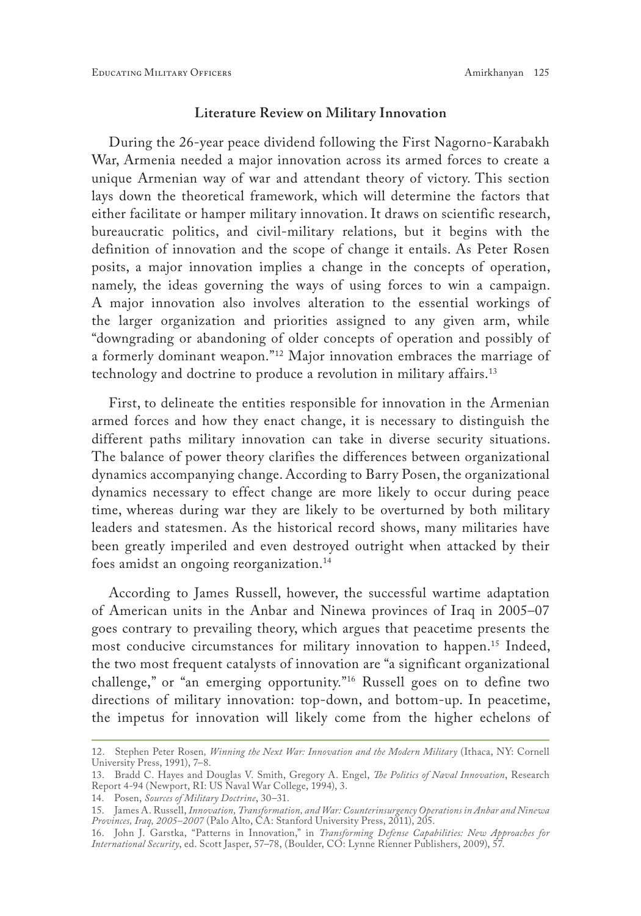## Literature Review on Military Innovation

During the 26-year peace dividend following the First Nagorno-Karabakh War, Armenia needed a major innovation across its armed forces to create a unique Armenian way of war and attendant theory of victory. This section lays down the theoretical framework, which will determine the factors that either facilitate or hamper military innovation. It draws on scientific research, bureaucratic politics, and civil-military relations, but it begins with the definition of innovation and the scope of change it entails. As Peter Rosen posits, a major innovation implies a change in the concepts of operation, namely, the ideas governing the ways of using forces to win a campaign. A major innovation also involves alteration to the essential workings of the larger organization and priorities assigned to any given arm, while "downgrading or abandoning of older concepts of operation and possibly of a formerly dominant weapon."[12] Major innovation embraces the marriage of technology and doctrine to produce a revolution in military affairs.[13]

First, to delineate the entities responsible for innovation in the Armenian armed forces and how they enact change, it is necessary to distinguish the different paths military innovation can take in diverse security situations. The balance of power theory clarifies the differences between organizational dynamics accompanying change. According to Barry Posen, the organizational dynamics necessary to effect change are more likely to occur during peace time, whereas during war they are likely to be overturned by both military leaders and statesmen. As the historical record shows, many militaries have been greatly imperiled and even destroyed outright when attacked by their foes amidst an ongoing reorganization.[14]

According to James Russell, however, the successful wartime adaptation of American units in the Anbar and Ninewa provinces of Iraq in 2005–07 goes contrary to prevailing theory, which argues that peacetime presents the most conducive circumstances for military innovation to happen.[15] Indeed, the two most frequent catalysts of innovation are "a significant organizational challenge," or "an emerging opportunity."[16] Russell goes on to define two directions of military innovation: top-down, and bottom-up. In peacetime, the impetus for innovation will likely come from the higher echelons of

---

12. Stephen Peter Rosen, *Winning the Next War: Innovation and the Modern Military* (Ithaca, NY: Cornell University Press, 1991), 7–8.

13. Bradd C. Hayes and Douglas V. Smith, Gregory A. Engel, *The Politics of Naval Innovation*, Research Report 4-94 (Newport, RI: US Naval War College, 1994), 3.

14. Posen, *Sources of Military Doctrine*, 30–31.

15. James A. Russell, *Innovation, Transformation, and War: Counterinsurgency Operations in Anbar and Ninewa Provinces, Iraq, 2005–2007* (Palo Alto, CA: Stanford University Press, 2011), 205.

16. John J. Garstka, "Patterns in Innovation," in *Transforming Defense Capabilities: New Approaches for International Security*, ed. Scott Jasper, 57–78, (Boulder, CO: Lynne Rienner Publishers, 2009), 57.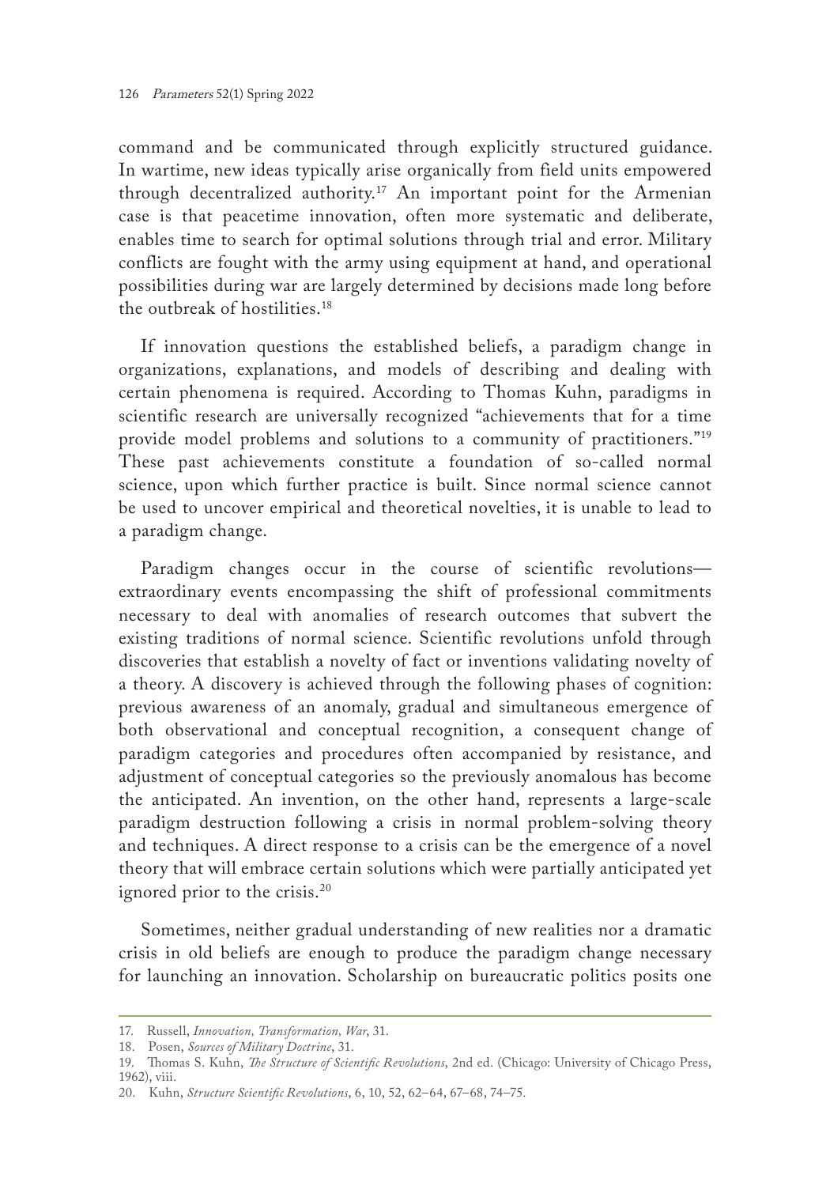command and be communicated through explicitly structured guidance. In wartime, new ideas typically arise organically from field units empowered through decentralized authority.[17] An important point for the Armenian case is that peacetime innovation, often more systematic and deliberate, enables time to search for optimal solutions through trial and error. Military conflicts are fought with the army using equipment at hand, and operational possibilities during war are largely determined by decisions made long before the outbreak of hostilities.[18]

If innovation questions the established beliefs, a paradigm change in organizations, explanations, and models of describing and dealing with certain phenomena is required. According to Thomas Kuhn, paradigms in scientific research are universally recognized "achievements that for a time provide model problems and solutions to a community of practitioners."[19] These past achievements constitute a foundation of so-called normal science, upon which further practice is built. Since normal science cannot be used to uncover empirical and theoretical novelties, it is unable to lead to a paradigm change.

Paradigm changes occur in the course of scientific revolutions—extraordinary events encompassing the shift of professional commitments necessary to deal with anomalies of research outcomes that subvert the existing traditions of normal science. Scientific revolutions unfold through discoveries that establish a novelty of fact or inventions validating novelty of a theory. A discovery is achieved through the following phases of cognition: previous awareness of an anomaly, gradual and simultaneous emergence of both observational and conceptual recognition, a consequent change of paradigm categories and procedures often accompanied by resistance, and adjustment of conceptual categories so the previously anomalous has become the anticipated. An invention, on the other hand, represents a large-scale paradigm destruction following a crisis in normal problem-solving theory and techniques. A direct response to a crisis can be the emergence of a novel theory that will embrace certain solutions which were partially anticipated yet ignored prior to the crisis.[20]

Sometimes, neither gradual understanding of new realities nor a dramatic crisis in old beliefs are enough to produce the paradigm change necessary for launching an innovation. Scholarship on bureaucratic politics posits one

---

17. Russell, *Innovation, Transformation, War*, 31.

18. Posen, *Sources of Military Doctrine*, 31.

19. Thomas S. Kuhn, *The Structure of Scientific Revolutions*, 2nd ed. (Chicago: University of Chicago Press, 1962), viii.

20. Kuhn, *Structure Scientific Revolutions*, 6, 10, 52, 62–64, 67–68, 74–75.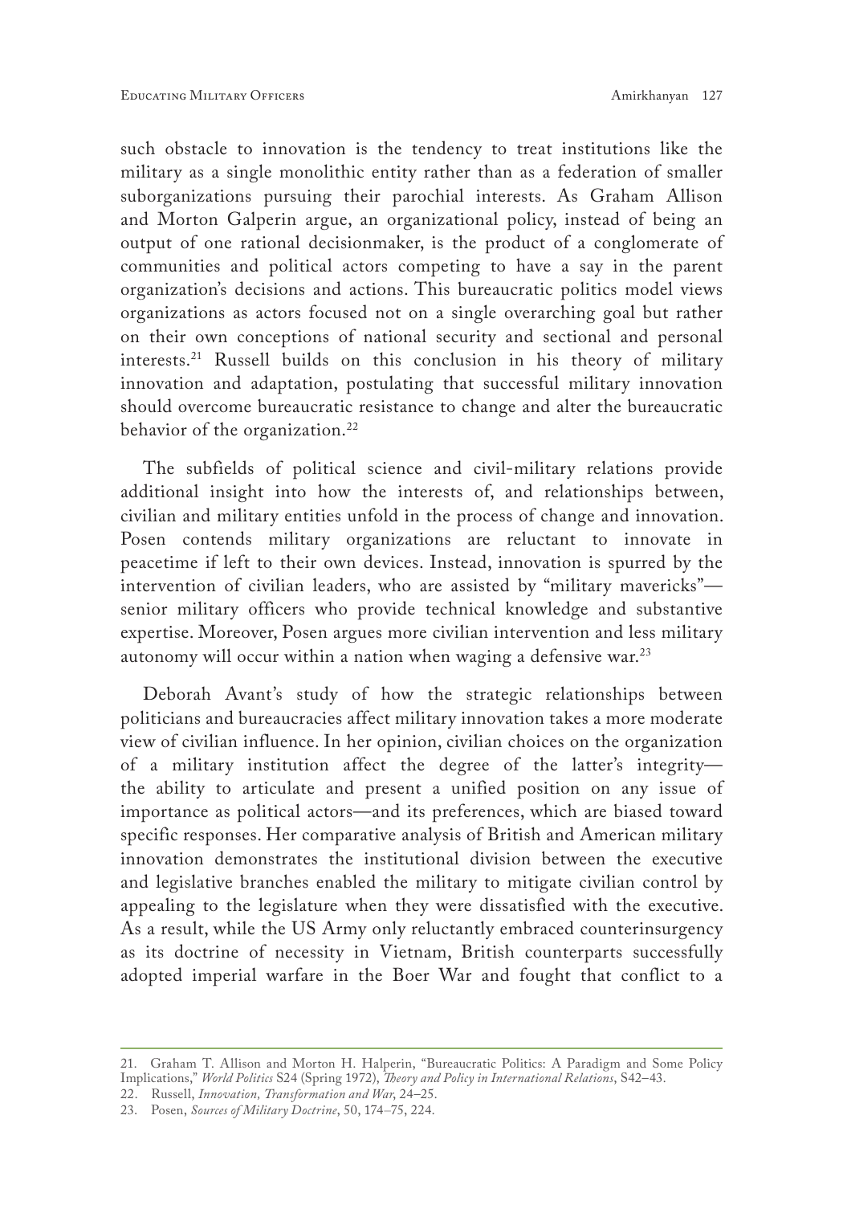such obstacle to innovation is the tendency to treat institutions like the military as a single monolithic entity rather than as a federation of smaller suborganizations pursuing their parochial interests. As Graham Allison and Morton Galperin argue, an organizational policy, instead of being an output of one rational decisionmaker, is the product of a conglomerate of communities and political actors competing to have a say in the parent organization's decisions and actions. This bureaucratic politics model views organizations as actors focused not on a single overarching goal but rather on their own conceptions of national security and sectional and personal interests.[21] Russell builds on this conclusion in his theory of military innovation and adaptation, postulating that successful military innovation should overcome bureaucratic resistance to change and alter the bureaucratic behavior of the organization.[22]

The subfields of political science and civil-military relations provide additional insight into how the interests of, and relationships between, civilian and military entities unfold in the process of change and innovation. Posen contends military organizations are reluctant to innovate in peacetime if left to their own devices. Instead, innovation is spurred by the intervention of civilian leaders, who are assisted by "military mavericks"—senior military officers who provide technical knowledge and substantive expertise. Moreover, Posen argues more civilian intervention and less military autonomy will occur within a nation when waging a defensive war.[23]

Deborah Avant's study of how the strategic relationships between politicians and bureaucracies affect military innovation takes a more moderate view of civilian influence. In her opinion, civilian choices on the organization of a military institution affect the degree of the latter's integrity—the ability to articulate and present a unified position on any issue of importance as political actors—and its preferences, which are biased toward specific responses. Her comparative analysis of British and American military innovation demonstrates the institutional division between the executive and legislative branches enabled the military to mitigate civilian control by appealing to the legislature when they were dissatisfied with the executive. As a result, while the US Army only reluctantly embraced counterinsurgency as its doctrine of necessity in Vietnam, British counterparts successfully adopted imperial warfare in the Boer War and fought that conflict to a

---

21. Graham T. Allison and Morton H. Halperin, "Bureaucratic Politics: A Paradigm and Some Policy Implications," *World Politics* S24 (Spring 1972), *Theory and Policy in International Relations*, S42–43.

22. Russell, *Innovation, Transformation and War*, 24–25.

23. Posen, *Sources of Military Doctrine*, 50, 174–75, 224.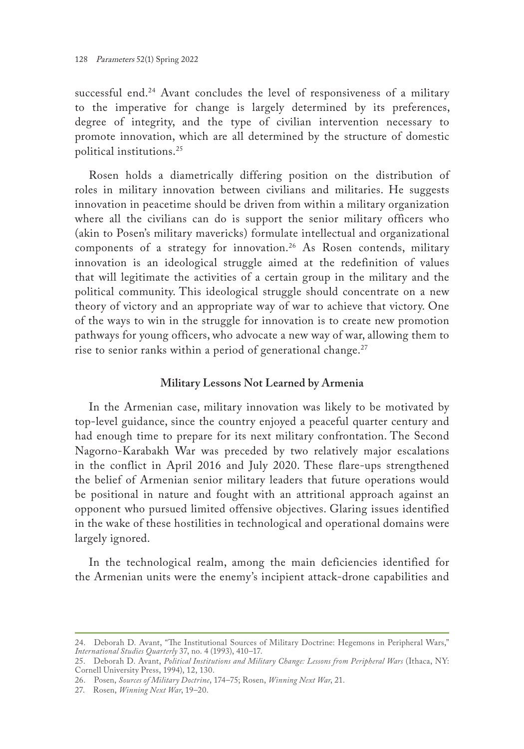successful end.[24] Avant concludes the level of responsiveness of a military to the imperative for change is largely determined by its preferences, degree of integrity, and the type of civilian intervention necessary to promote innovation, which are all determined by the structure of domestic political institutions.[25]

Rosen holds a diametrically differing position on the distribution of roles in military innovation between civilians and militaries. He suggests innovation in peacetime should be driven from within a military organization where all the civilians can do is support the senior military officers who (akin to Posen's military mavericks) formulate intellectual and organizational components of a strategy for innovation.[26] As Rosen contends, military innovation is an ideological struggle aimed at the redefinition of values that will legitimate the activities of a certain group in the military and the political community. This ideological struggle should concentrate on a new theory of victory and an appropriate way of war to achieve that victory. One of the ways to win in the struggle for innovation is to create new promotion pathways for young officers, who advocate a new way of war, allowing them to rise to senior ranks within a period of generational change.[27]

## Military Lessons Not Learned by Armenia

In the Armenian case, military innovation was likely to be motivated by top-level guidance, since the country enjoyed a peaceful quarter century and had enough time to prepare for its next military confrontation. The Second Nagorno-Karabakh War was preceded by two relatively major escalations in the conflict in April 2016 and July 2020. These flare-ups strengthened the belief of Armenian senior military leaders that future operations would be positional in nature and fought with an attritional approach against an opponent who pursued limited offensive objectives. Glaring issues identified in the wake of these hostilities in technological and operational domains were largely ignored.

In the technological realm, among the main deficiencies identified for the Armenian units were the enemy's incipient attack-drone capabilities and

---

24. Deborah D. Avant, "The Institutional Sources of Military Doctrine: Hegemons in Peripheral Wars," *International Studies Quarterly* 37, no. 4 (1993), 410–17.

25. Deborah D. Avant, *Political Institutions and Military Change: Lessons from Peripheral Wars* (Ithaca, NY: Cornell University Press, 1994), 12, 130.

26. Posen, *Sources of Military Doctrine*, 174–75; Rosen, *Winning Next War*, 21.

27. Rosen, *Winning Next War*, 19–20.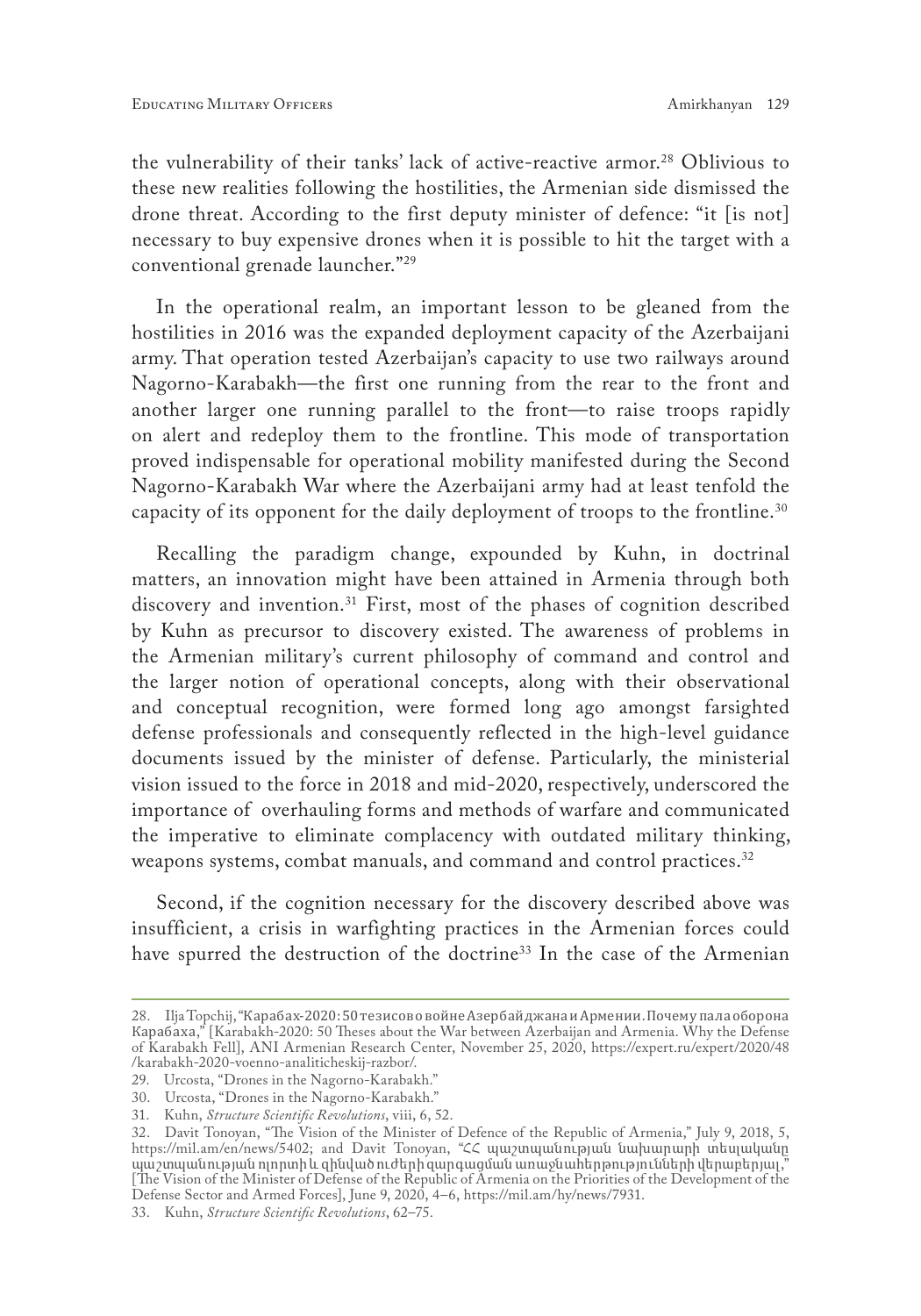the vulnerability of their tanks' lack of active-reactive armor.[28] Oblivious to these new realities following the hostilities, the Armenian side dismissed the drone threat. According to the first deputy minister of defence: "it [is not] necessary to buy expensive drones when it is possible to hit the target with a conventional grenade launcher."[29]

In the operational realm, an important lesson to be gleaned from the hostilities in 2016 was the expanded deployment capacity of the Azerbaijani army. That operation tested Azerbaijan's capacity to use two railways around Nagorno-Karabakh—the first one running from the rear to the front and another larger one running parallel to the front—to raise troops rapidly on alert and redeploy them to the frontline. This mode of transportation proved indispensable for operational mobility manifested during the Second Nagorno-Karabakh War where the Azerbaijani army had at least tenfold the capacity of its opponent for the daily deployment of troops to the frontline.[30]

Recalling the paradigm change, expounded by Kuhn, in doctrinal matters, an innovation might have been attained in Armenia through both discovery and invention.[31] First, most of the phases of cognition described by Kuhn as precursor to discovery existed. The awareness of problems in the Armenian military's current philosophy of command and control and the larger notion of operational concepts, along with their observational and conceptual recognition, were formed long ago amongst farsighted defense professionals and consequently reflected in the high-level guidance documents issued by the minister of defense. Particularly, the ministerial vision issued to the force in 2018 and mid-2020, respectively, underscored the importance of overhauling forms and methods of warfare and communicated the imperative to eliminate complacency with outdated military thinking, weapons systems, combat manuals, and command and control practices.[32]

Second, if the cognition necessary for the discovery described above was insufficient, a crisis in warfighting practices in the Armenian forces could have spurred the destruction of the doctrine[33] In the case of the Armenian

---

28. Ilja Topchij, "Карабах-2020: 50 тезисов о войне Азербайджана и Армении. Почему пала оборона Карабаха," [Karabakh-2020: 50 Theses about the War between Azerbaijan and Armenia. Why the Defense of Karabakh Fell], ANI Armenian Research Center, November 25, 2020, https://expert.ru/expert/2020/48/karabakh-2020-voenno-analiticheskij-razbor/.

29. Urcosta, "Drones in the Nagorno-Karabakh."

30. Urcosta, "Drones in the Nagorno-Karabakh."

31. Kuhn, *Structure Scientific Revolutions*, viii, 6, 52.

32. Davit Tonoyan, "The Vision of the Minister of Defence of the Republic of Armenia," July 9, 2018, 5, https://mil.am/en/news/5402; and Davit Tonoyan, "ՀՀ պաշտպանության նախարարի տեսլականը պաշտպանության ոլորտի և զինված ուժերի զարգացման առաջնահերթությունների վերաբերյալ," [The Vision of the Minister of Defense of the Republic of Armenia on the Priorities of the Development of the Defense Sector and Armed Forces], June 9, 2020, 4–6, https://mil.am/hy/news/7931.

33. Kuhn, *Structure Scientific Revolutions*, 62–75.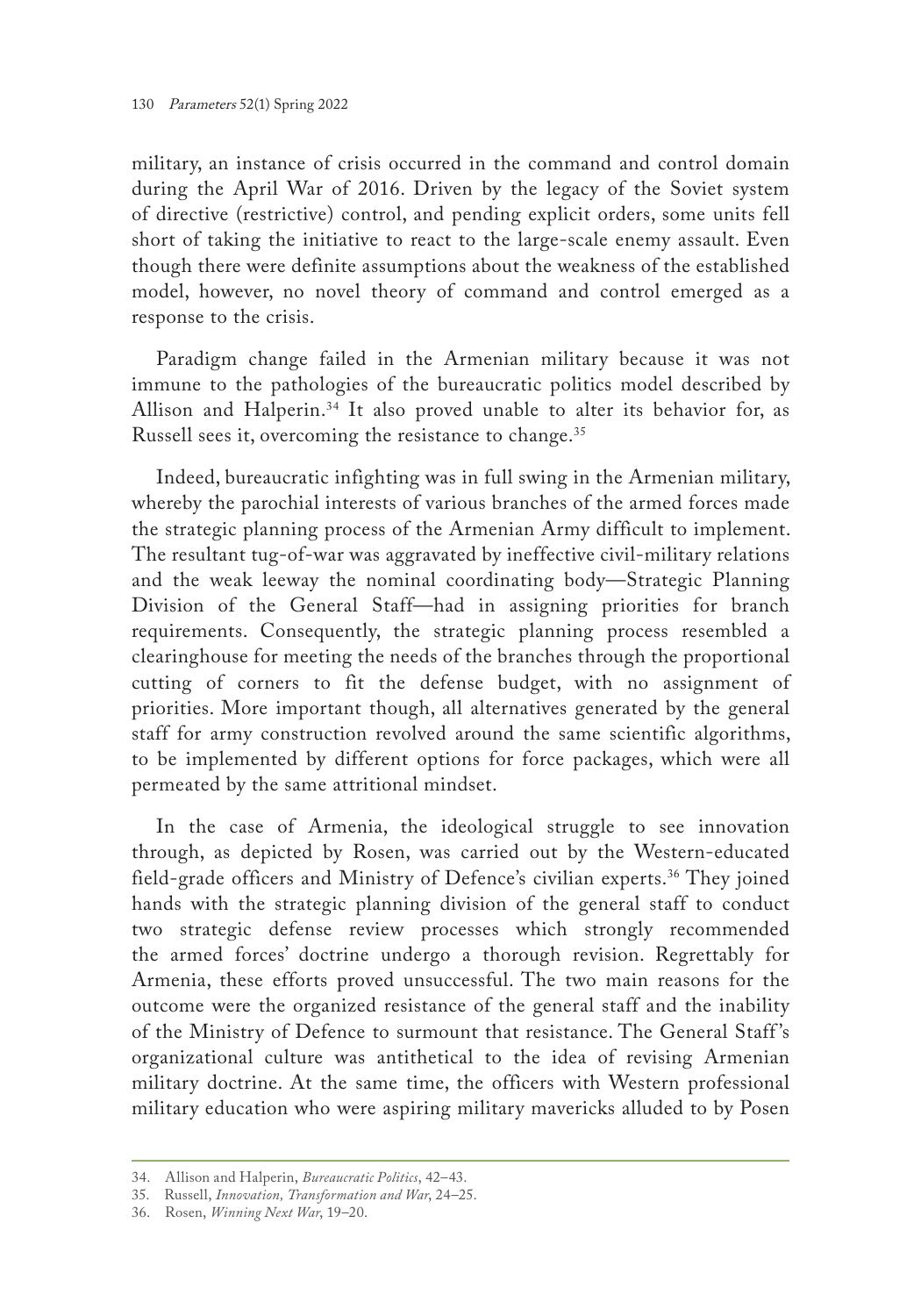military, an instance of crisis occurred in the command and control domain during the April War of 2016. Driven by the legacy of the Soviet system of directive (restrictive) control, and pending explicit orders, some units fell short of taking the initiative to react to the large-scale enemy assault. Even though there were definite assumptions about the weakness of the established model, however, no novel theory of command and control emerged as a response to the crisis.

Paradigm change failed in the Armenian military because it was not immune to the pathologies of the bureaucratic politics model described by Allison and Halperin.[34] It also proved unable to alter its behavior for, as Russell sees it, overcoming the resistance to change.[35]

Indeed, bureaucratic infighting was in full swing in the Armenian military, whereby the parochial interests of various branches of the armed forces made the strategic planning process of the Armenian Army difficult to implement. The resultant tug-of-war was aggravated by ineffective civil-military relations and the weak leeway the nominal coordinating body—Strategic Planning Division of the General Staff—had in assigning priorities for branch requirements. Consequently, the strategic planning process resembled a clearinghouse for meeting the needs of the branches through the proportional cutting of corners to fit the defense budget, with no assignment of priorities. More important though, all alternatives generated by the general staff for army construction revolved around the same scientific algorithms, to be implemented by different options for force packages, which were all permeated by the same attritional mindset.

In the case of Armenia, the ideological struggle to see innovation through, as depicted by Rosen, was carried out by the Western-educated field-grade officers and Ministry of Defence's civilian experts.[36] They joined hands with the strategic planning division of the general staff to conduct two strategic defense review processes which strongly recommended the armed forces' doctrine undergo a thorough revision. Regrettably for Armenia, these efforts proved unsuccessful. The two main reasons for the outcome were the organized resistance of the general staff and the inability of the Ministry of Defence to surmount that resistance. The General Staff's organizational culture was antithetical to the idea of revising Armenian military doctrine. At the same time, the officers with Western professional military education who were aspiring military mavericks alluded to by Posen

---

34. Allison and Halperin, *Bureaucratic Politics*, 42–43.
35. Russell, *Innovation, Transformation and War*, 24–25.
36. Rosen, *Winning Next War*, 19–20.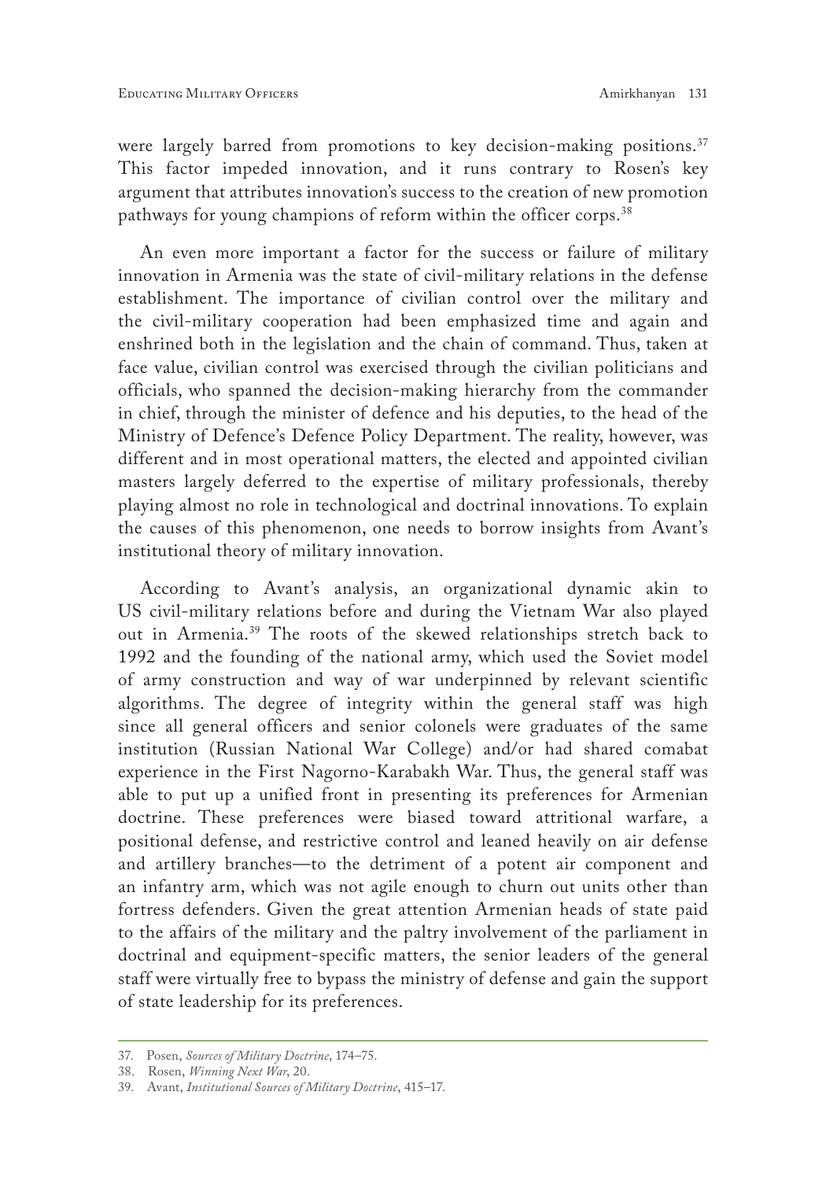were largely barred from promotions to key decision-making positions.[37] This factor impeded innovation, and it runs contrary to Rosen's key argument that attributes innovation's success to the creation of new promotion pathways for young champions of reform within the officer corps.[38]

An even more important a factor for the success or failure of military innovation in Armenia was the state of civil-military relations in the defense establishment. The importance of civilian control over the military and the civil-military cooperation had been emphasized time and again and enshrined both in the legislation and the chain of command. Thus, taken at face value, civilian control was exercised through the civilian politicians and officials, who spanned the decision-making hierarchy from the commander in chief, through the minister of defence and his deputies, to the head of the Ministry of Defence's Defence Policy Department. The reality, however, was different and in most operational matters, the elected and appointed civilian masters largely deferred to the expertise of military professionals, thereby playing almost no role in technological and doctrinal innovations. To explain the causes of this phenomenon, one needs to borrow insights from Avant's institutional theory of military innovation.

According to Avant's analysis, an organizational dynamic akin to US civil-military relations before and during the Vietnam War also played out in Armenia.[39] The roots of the skewed relationships stretch back to 1992 and the founding of the national army, which used the Soviet model of army construction and way of war underpinned by relevant scientific algorithms. The degree of integrity within the general staff was high since all general officers and senior colonels were graduates of the same institution (Russian National War College) and/or had shared comabat experience in the First Nagorno-Karabakh War. Thus, the general staff was able to put up a unified front in presenting its preferences for Armenian doctrine. These preferences were biased toward attritional warfare, a positional defense, and restrictive control and leaned heavily on air defense and artillery branches—to the detriment of a potent air component and an infantry arm, which was not agile enough to churn out units other than fortress defenders. Given the great attention Armenian heads of state paid to the affairs of the military and the paltry involvement of the parliament in doctrinal and equipment-specific matters, the senior leaders of the general staff were virtually free to bypass the ministry of defense and gain the support of state leadership for its preferences.

37. Posen, *Sources of Military Doctrine*, 174–75.

38. Rosen, *Winning Next War*, 20.

39. Avant, *Institutional Sources of Military Doctrine*, 415–17.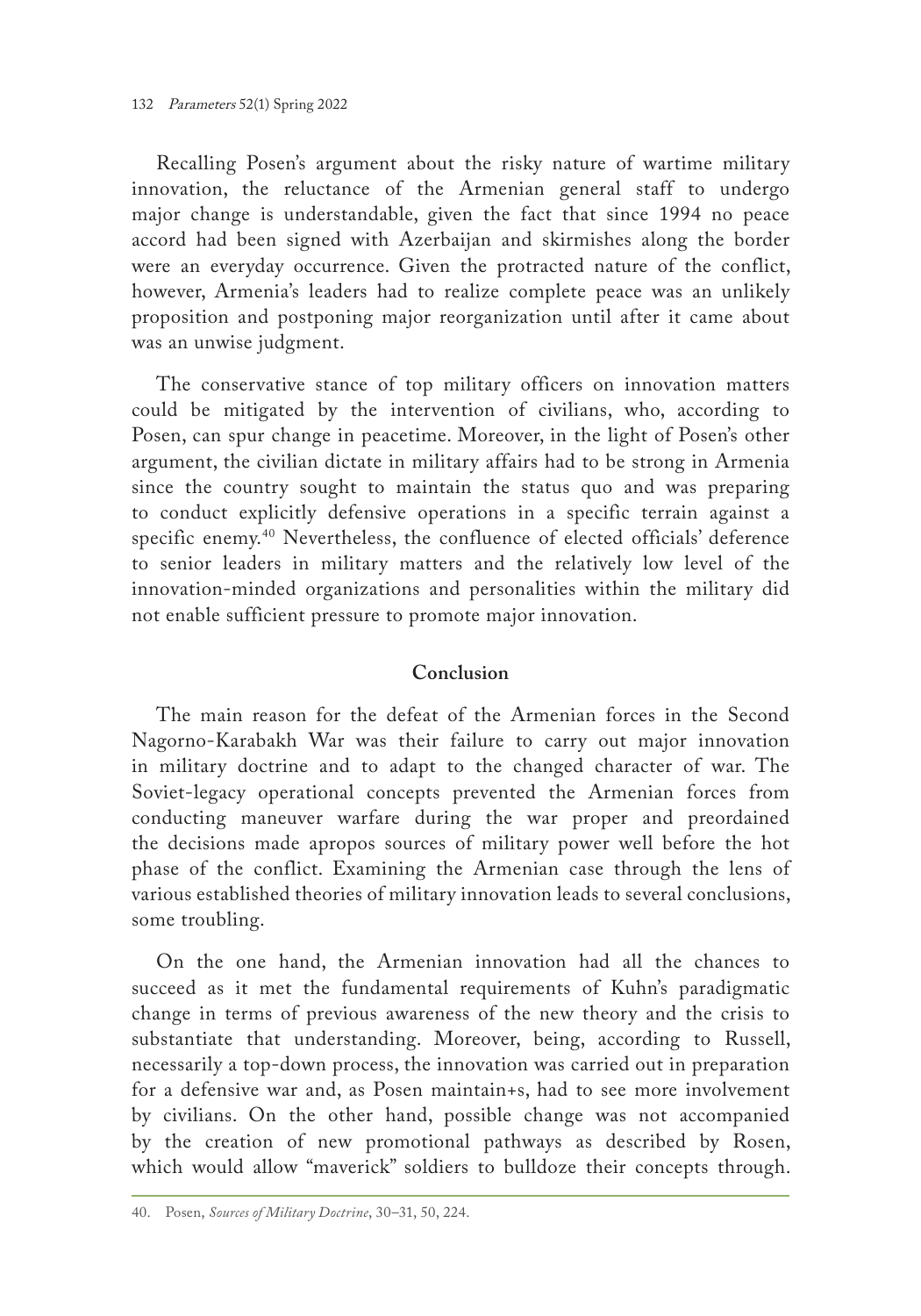Recalling Posen's argument about the risky nature of wartime military innovation, the reluctance of the Armenian general staff to undergo major change is understandable, given the fact that since 1994 no peace accord had been signed with Azerbaijan and skirmishes along the border were an everyday occurrence. Given the protracted nature of the conflict, however, Armenia's leaders had to realize complete peace was an unlikely proposition and postponing major reorganization until after it came about was an unwise judgment.

The conservative stance of top military officers on innovation matters could be mitigated by the intervention of civilians, who, according to Posen, can spur change in peacetime. Moreover, in the light of Posen's other argument, the civilian dictate in military affairs had to be strong in Armenia since the country sought to maintain the status quo and was preparing to conduct explicitly defensive operations in a specific terrain against a specific enemy.[40] Nevertheless, the confluence of elected officials' deference to senior leaders in military matters and the relatively low level of the innovation-minded organizations and personalities within the military did not enable sufficient pressure to promote major innovation.

## Conclusion

The main reason for the defeat of the Armenian forces in the Second Nagorno-Karabakh War was their failure to carry out major innovation in military doctrine and to adapt to the changed character of war. The Soviet-legacy operational concepts prevented the Armenian forces from conducting maneuver warfare during the war proper and preordained the decisions made apropos sources of military power well before the hot phase of the conflict. Examining the Armenian case through the lens of various established theories of military innovation leads to several conclusions, some troubling.

On the one hand, the Armenian innovation had all the chances to succeed as it met the fundamental requirements of Kuhn's paradigmatic change in terms of previous awareness of the new theory and the crisis to substantiate that understanding. Moreover, being, according to Russell, necessarily a top-down process, the innovation was carried out in preparation for a defensive war and, as Posen maintain+s, had to see more involvement by civilians. On the other hand, possible change was not accompanied by the creation of new promotional pathways as described by Rosen, which would allow "maverick" soldiers to bulldoze their concepts through.

40. Posen, *Sources of Military Doctrine*, 30–31, 50, 224.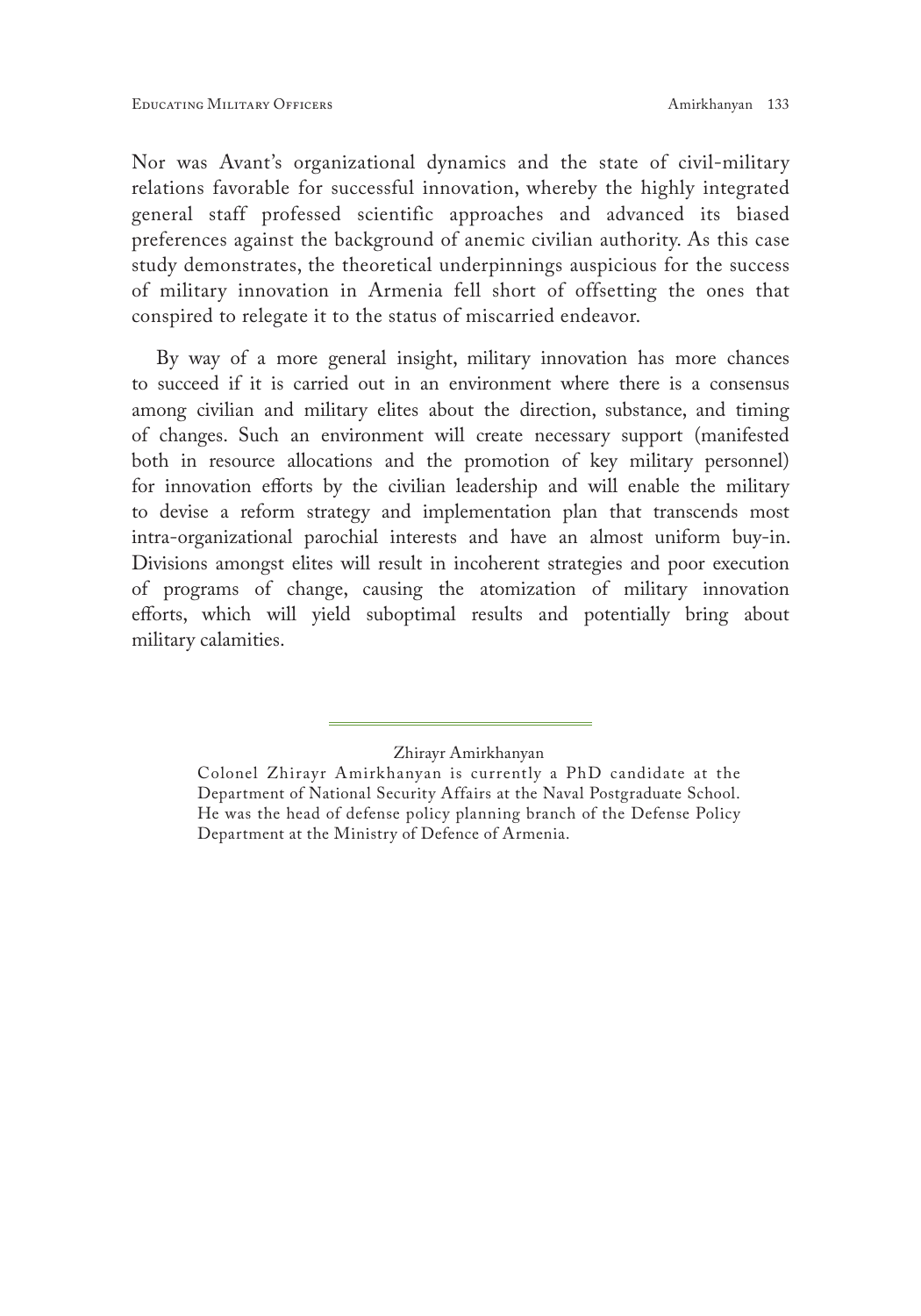Nor was Avant's organizational dynamics and the state of civil-military relations favorable for successful innovation, whereby the highly integrated general staff professed scientific approaches and advanced its biased preferences against the background of anemic civilian authority. As this case study demonstrates, the theoretical underpinnings auspicious for the success of military innovation in Armenia fell short of offsetting the ones that conspired to relegate it to the status of miscarried endeavor.

By way of a more general insight, military innovation has more chances to succeed if it is carried out in an environment where there is a consensus among civilian and military elites about the direction, substance, and timing of changes. Such an environment will create necessary support (manifested both in resource allocations and the promotion of key military personnel) for innovation efforts by the civilian leadership and will enable the military to devise a reform strategy and implementation plan that transcends most intra-organizational parochial interests and have an almost uniform buy-in. Divisions amongst elites will result in incoherent strategies and poor execution of programs of change, causing the atomization of military innovation efforts, which will yield suboptimal results and potentially bring about military calamities.

---

Zhirayr Amirkhanyan

Colonel Zhirayr Amirkhanyan is currently a PhD candidate at the Department of National Security Affairs at the Naval Postgraduate School. He was the head of defense policy planning branch of the Defense Policy Department at the Ministry of Defence of Armenia.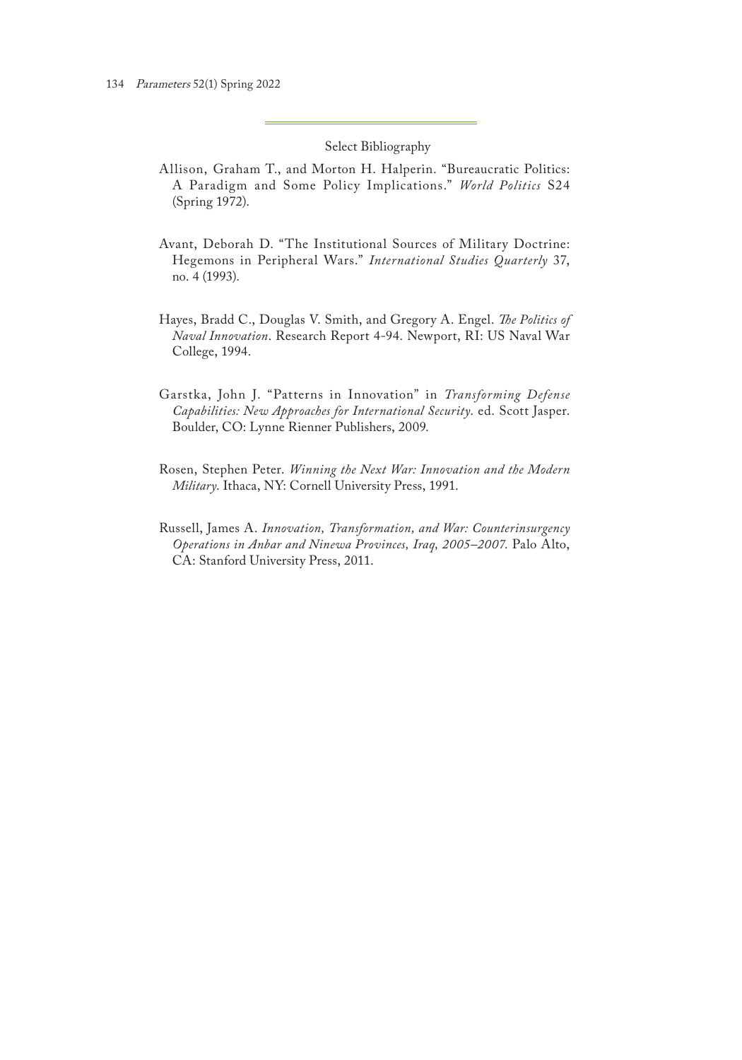## Select Bibliography

Allison, Graham T., and Morton H. Halperin. "Bureaucratic Politics: A Paradigm and Some Policy Implications." *World Politics* S24 (Spring 1972).

Avant, Deborah D. "The Institutional Sources of Military Doctrine: Hegemons in Peripheral Wars." *International Studies Quarterly* 37, no. 4 (1993).

Hayes, Bradd C., Douglas V. Smith, and Gregory A. Engel. *The Politics of Naval Innovation*. Research Report 4-94. Newport, RI: US Naval War College, 1994.

Garstka, John J. "Patterns in Innovation" in *Transforming Defense Capabilities: New Approaches for International Security*. ed. Scott Jasper. Boulder, CO: Lynne Rienner Publishers, 2009.

Rosen, Stephen Peter. *Winning the Next War: Innovation and the Modern Military*. Ithaca, NY: Cornell University Press, 1991.

Russell, James A. *Innovation, Transformation, and War: Counterinsurgency Operations in Anbar and Ninewa Provinces, Iraq, 2005–2007*. Palo Alto, CA: Stanford University Press, 2011.